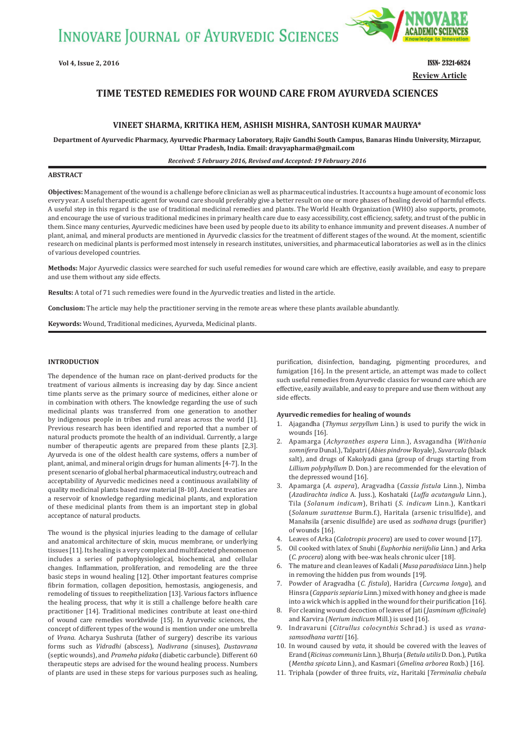**Review Article**

# TIME TESTED REMEDIES FOR WOUND CARE FROM AYURVEDA SCIENCES

**VINEET SHARMA, KRITIKA HEM, ASHISH MISHRA, SANTOSH KUMAR MAURYA***

**Department of Ayurvedic Pharmacy, Ayurvedic Pharmacy Laboratory, Rajiv Gandhi South Campus, Banaras Hindu University, Mirzapur, Uttar Pradesh, India. Email: dravyapharma@gmail.com**

***Received: 5 February 2016, Revised and Accepted: 19 February 2016***

## ABSTRACT

**Objectives:** Management of the wound is a challenge before clinician as well as pharmaceutical industries. It accounts a huge amount of economic loss every year. A useful therapeutic agent for wound care should preferably give a better result on one or more phases of healing devoid of harmful effects. A useful step in this regard is the use of traditional medicinal remedies and plants. The World Health Organization (WHO) also supports, promote, and encourage the use of various traditional medicines in primary health care due to easy accessibility, cost efficiency, safety, and trust of the public in them. Since many centuries, Ayurvedic medicines have been used by people due to its ability to enhance immunity and prevent diseases. A number of plant, animal, and mineral products are mentioned in Ayurvedic classics for the treatment of different stages of the wound. At the moment, scientific research on medicinal plants is performed most intensely in research institutes, universities, and pharmaceutical laboratories as well as in the clinics of various developed countries.

**Methods:** Major Ayurvedic classics were searched for such useful remedies for wound care which are effective, easily available, and easy to prepare and use them without any side effects.

**Results:** A total of 71 such remedies were found in the Ayurvedic treaties and listed in the article.

**Conclusion:** The article may help the practitioner serving in the remote areas where these plants available abundantly.

**Keywords:** Wound, Traditional medicines, Ayurveda, Medicinal plants.

## INTRODUCTION

The dependence of the human race on plant-derived products for the treatment of various ailments is increasing day by day. Since ancient time plants serve as the primary source of medicines, either alone or in combination with others. The knowledge regarding the use of such medicinal plants was transferred from one generation to another by indigenous people in tribes and rural areas across the world [1]. Previous research has been identified and reported that a number of natural products promote the health of an individual. Currently, a large number of therapeutic agents are prepared from these plants [2,3]. Ayurveda is one of the oldest health care systems, offers a number of plant, animal, and mineral origin drugs for human aliments [4-7]. In the present scenario of global herbal pharmaceutical industry, outreach and acceptability of Ayurvedic medicines need a continuous availability of quality medicinal plants based raw material [8-10]. Ancient treaties are a reservoir of knowledge regarding medicinal plants, and exploration of these medicinal plants from them is an important step in global acceptance of natural products.

The wound is the physical injuries leading to the damage of cellular and anatomical architecture of skin, mucus membrane, or underlying tissues [11]. Its healing is a very complex and multifaceted phenomenon includes a series of pathophysiological, biochemical, and cellular changes. Inflammation, proliferation, and remodeling are the three basic steps in wound healing [12]. Other important features comprise fibrin formation, collagen deposition, hemostasis, angiogenesis, and remodeling of tissues to reepithelization [13]. Various factors influence the healing process, that why it is still a challenge before health care practitioner [14]. Traditional medicines contribute at least one-third of wound care remedies worldwide [15]. In Ayurvedic sciences, the concept of different types of the wound is mention under one umbrella of *Vrana*. Acharya Sushruta (father of surgery) describe its various forms such as *Vidradhi* (abscess), *Nadivrana* (sinuses), *Dustavrana* (septic wounds), and *Prameha pidaka* (diabetic carbuncle). Different 60 therapeutic steps are advised for the wound healing process. Numbers of plants are used in these steps for various purposes such as healing, purification, disinfection, bandaging, pigmenting procedures, and fumigation [16]. In the present article, an attempt was made to collect such useful remedies from Ayurvedic classics for wound care which are effective, easily available, and easy to prepare and use them without any side effects.

### Ayurvedic remedies for healing of wounds

1. Ajagandha (*Thymus serpyllum* Linn.) is used to purify the wick in wounds [16].
2. Apamarga (*Achyranthes aspera* Linn.), Asvagandha (*Withania somnifera* Dunal.), Talpatri (*Abies pindrow* Royale), *Suvarcala* (black salt), and drugs of Kakolyadi gana (group of drugs starting from *Lillium polyphyllum* D. Don.) are recommended for the elevation of the depressed wound [16].
3. Apamarga (*A. aspera*), Aragvadha (*Cassia fistula* Linn.), Nimba (*Azadirachta indica* A. Juss.), Koshataki (*Luffa acutangula* Linn.), Tila (*Solanum indicum*), Brihati (*S. indicum* Linn.), Kantkari (*Solanum surattense* Burm.f.), Haritala (arsenic trisulfide), and Manahsila (arsenic disulfide) are used as *sodhana* drugs (purifier) of wounds [16].
4. Leaves of Arka (*Calotropis procera*) are used to cover wound [17].
5. Oil cooked with latex of Snuhi (*Euphorbia neriifolia* Linn.) and Arka (*C. procera*) along with bee-wax heals chronic ulcer [18].
6. The mature and clean leaves of Kadali (*Musa paradisiaca* Linn.) help in removing the hidden pus from wounds [19].
7. Powder of Aragvadha (*C. fistula*), Haridra (*Curcuma longa*), and Hinsra (*Capparis sepiaria* Linn.) mixed with honey and ghee is made into a wick which is applied in the wound for their purification [16].
8. For cleaning wound decoction of leaves of Jati (*Jasminum officinale*) and Karvira (*Nerium indicum* Mill.) is used [16].
9. Indravaruni (*Citrullus colocynthis* Schrad.) is used as *vrana-samsodhana vartti* [16].
10. In wound caused by *vata*, it should be covered with the leaves of Erand (*Ricinus communis* Linn.), Bhurja (*Betula utilis* D. Don.), Putika (*Mentha spicata* Linn.), and Kasmari (*Gmelina arborea* Roxb.) [16].
11. Triphala (powder of three fruits, *viz*., Haritaki [*Terminalia chebula*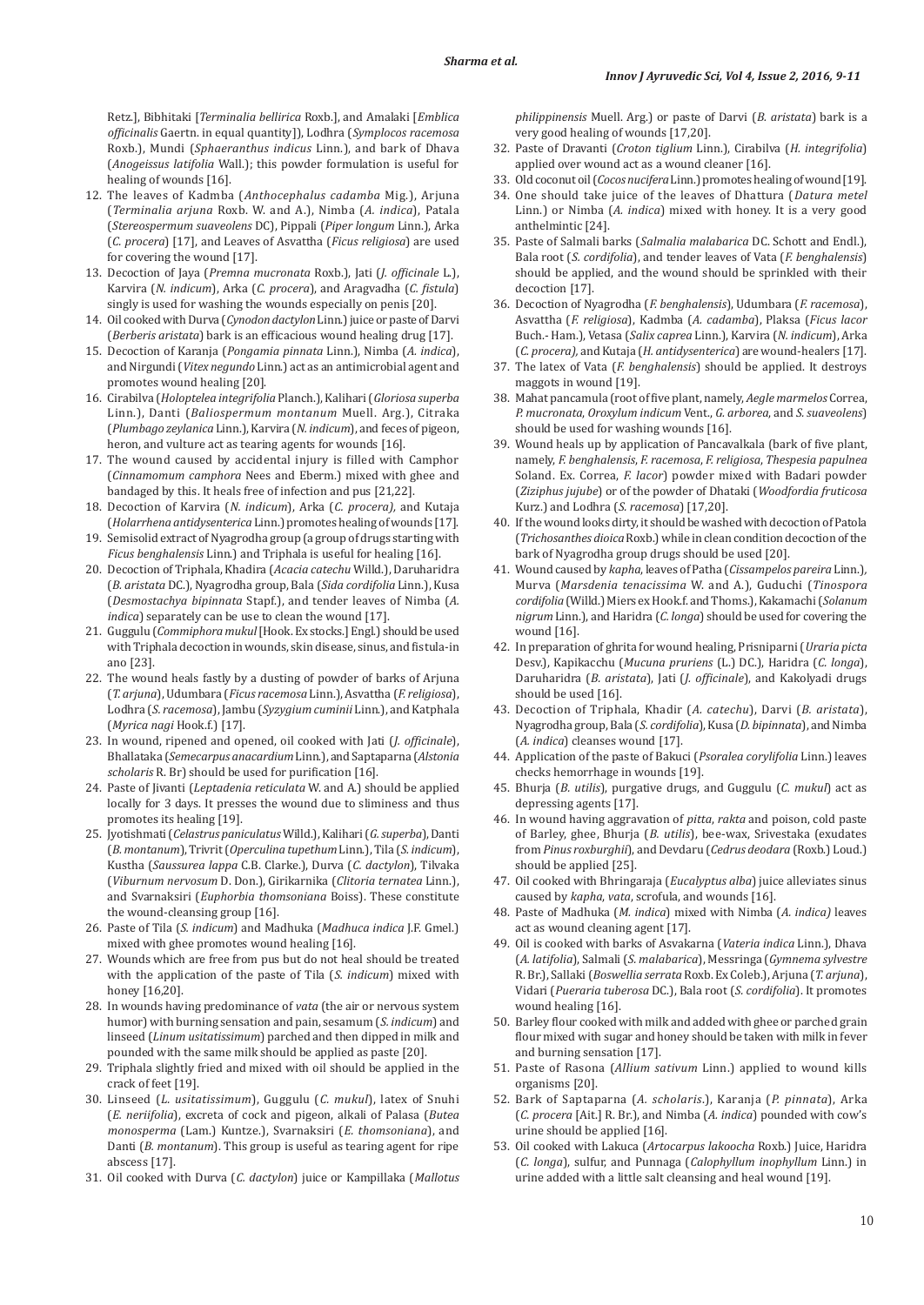Retz.], Bibhitaki [*Terminalia bellirica* Roxb.], and Amalaki [*Emblica officinalis* Gaertn. in equal quantity]), Lodhra (*Symplocos racemosa* Roxb.), Mundi (*Sphaeranthus indicus* Linn.), and bark of Dhava (*Anogeissus latifolia* Wall.); this powder formulation is useful for healing of wounds [16].

12. The leaves of Kadmba (*Anthocephalus cadamba* Mig.), Arjuna (*Terminalia arjuna* Roxb. W. and A.), Nimba (*A. indica*), Patala (*Stereospermum suaveolens* DC), Pippali (*Piper longum* Linn.), Arka (*C. procera*) [17], and Leaves of Asvattha (*Ficus religiosa*) are used for covering the wound [17].
13. Decoction of Jaya (*Premna mucronata* Roxb.), Jati (*J. officinale* L.), Karvira (*N. indicum*), Arka (*C. procera*), and Aragvadha (*C. fistula*) singly is used for washing the wounds especially on penis [20].
14. Oil cooked with Durva (*Cynodon dactylon* Linn.) juice or paste of Darvi (*Berberis aristata*) bark is an efficacious wound healing drug [17].
15. Decoction of Karanja (*Pongamia pinnata* Linn.), Nimba (*A. indica*), and Nirgundi (*Vitex negundo* Linn.) act as an antimicrobial agent and promotes wound healing [20].
16. Cirabilva (*Holoptelea integrifolia* Planch.), Kalihari (*Gloriosa superba* Linn.), Danti (*Baliospermum montanum* Muell. Arg.), Citraka (*Plumbago zeylanica* Linn.), Karvira (*N. indicum*), and feces of pigeon, heron, and vulture act as tearing agents for wounds [16].
17. The wound caused by accidental injury is filled with Camphor (*Cinnamomum camphora* Nees and Eberm.) mixed with ghee and bandaged by this. It heals free of infection and pus [21,22].
18. Decoction of Karvira (*N. indicum*), Arka (*C. procera)*, and Kutaja (*Holarrhena antidysenterica* Linn.) promotes healing of wounds [17].
19. Semisolid extract of Nyagrodha group (a group of drugs starting with *Ficus benghalensis* Linn.) and Triphala is useful for healing [16].
20. Decoction of Triphala, Khadira (*Acacia catechu* Willd.), Daruharidra (*B. aristata* DC.), Nyagrodha group, Bala (*Sida cordifolia* Linn.), Kusa (*Desmostachya bipinnata* Stapf.), and tender leaves of Nimba (*A. indica*) separately can be use to clean the wound [17].
21. Guggulu (*Commiphora mukul* [Hook. Ex stocks.] Engl.) should be used with Triphala decoction in wounds, skin disease, sinus, and fistula-in ano [23].
22. The wound heals fastly by a dusting of powder of barks of Arjuna (*T. arjuna*), Udumbara (*Ficus racemosa* Linn.), Asvattha (*F. religiosa*), Lodhra (*S. racemosa*), Jambu (*Syzygium cuminii* Linn.), and Katphala (*Myrica nagi* Hook.f.) [17].
23. In wound, ripened and opened, oil cooked with Jati (*J. officinale*), Bhallataka (*Semecarpus anacardium* Linn.), and Saptaparna (*Alstonia scholaris* R. Br) should be used for purification [16].
24. Paste of Jivanti (*Leptadenia reticulata* W. and A.) should be applied locally for 3 days. It presses the wound due to sliminess and thus promotes its healing [19].
25. Jyotishmati (*Celastrus paniculatus* Willd.), Kalihari (*G. superba*), Danti (*B. montanum*), Trivrit (*Operculina tupethum* Linn.), Tila (*S. indicum*), Kustha (*Saussurea lappa* C.B. Clarke.), Durva (*C. dactylon*), Tilvaka (*Viburnum nervosum* D. Don.), Girikarnika (*Clitoria ternatea* Linn.), and Svarnaksiri (*Euphorbia thomsoniana* Boiss). These constitute the wound-cleansing group [16].
26. Paste of Tila (*S. indicum*) and Madhuka (*Madhuca indica* J.F. Gmel.) mixed with ghee promotes wound healing [16].
27. Wounds which are free from pus but do not heal should be treated with the application of the paste of Tila (*S. indicum*) mixed with honey [16,20].
28. In wounds having predominance of *vata* (the air or nervous system humor) with burning sensation and pain, sesamum (*S. indicum*) and linseed (*Linum usitatissimum*) parched and then dipped in milk and pounded with the same milk should be applied as paste [20].
29. Triphala slightly fried and mixed with oil should be applied in the crack of feet [19].
30. Linseed (*L. usitatissimum*), Guggulu (*C. mukul*), latex of Snuhi (*E. neriifolia*), excreta of cock and pigeon, alkali of Palasa (*Butea monosperma* (Lam.) Kuntze.), Svarnaksiri (*E. thomsoniana*), and Danti (*B. montanum*). This group is useful as tearing agent for ripe abscess [17].
31. Oil cooked with Durva (*C. dactylon*) juice or Kampillaka (*Mallotus philippinensis* Muell. Arg.) or paste of Darvi (*B. aristata*) bark is a very good healing of wounds [17,20].
32. Paste of Dravanti (*Croton tiglium* Linn.), Cirabilva (*H. integrifolia*) applied over wound act as a wound cleaner [16].
33. Old coconut oil (*Cocos nucifera* Linn.) promotes healing of wound [19].
34. One should take juice of the leaves of Dhattura (*Datura metel* Linn.) or Nimba (*A. indica*) mixed with honey. It is a very good anthelmintic [24].
35. Paste of Salmali barks (*Salmalia malabarica* DC. Schott and Endl.), Bala root (*S. cordifolia*), and tender leaves of Vata (*F. benghalensis*) should be applied, and the wound should be sprinkled with their decoction [17].
36. Decoction of Nyagrodha (*F. benghalensis*), Udumbara (*F. racemosa*), Asvattha (*F. religiosa*), Kadmba (*A. cadamba*), Plaksa (*Ficus lacor* Buch.- Ham.), Vetasa (*Salix caprea* Linn.), Karvira (*N. indicum*), Arka (*C. procera),* and Kutaja (*H. antidysenterica*) are wound-healers [17].
37. The latex of Vata (*F. benghalensis*) should be applied. It destroys maggots in wound [19].
38. Mahat pancamula (root of five plant, namely, *Aegle marmelos* Correa, *P. mucronata*, *Oroxylum indicum* Vent., *G. arborea*, and *S. suaveolens*) should be used for washing wounds [16].
39. Wound heals up by application of Pancavalkala (bark of five plant, namely, *F. benghalensis*, *F. racemosa*, *F. religiosa*, *Thespesia papulnea* Soland. Ex. Correa, *F. lacor*) powder mixed with Badari powder (*Ziziphus jujube*) or of the powder of Dhataki (*Woodfordia fruticosa* Kurz.) and Lodhra (*S. racemosa*) [17,20].
40. If the wound looks dirty, it should be washed with decoction of Patola (*Trichosanthes dioica* Roxb.) while in clean condition decoction of the bark of Nyagrodha group drugs should be used [20].
41. Wound caused by *kapha*, leaves of Patha (*Cissampelos pareira* Linn.), Murva (*Marsdenia tenacissima* W. and A.), Guduchi (*Tinospora cordifolia* (Willd.) Miers ex Hook.f. and Thoms.), Kakamachi (*Solanum nigrum* Linn.), and Haridra (*C. longa*) should be used for covering the wound [16].
42. In preparation of ghrita for wound healing, Prisniparni (*Uraria picta* Desv.), Kapikacchu (*Mucuna pruriens* (L.) DC.), Haridra (*C. longa*), Daruharidra (*B. aristata*), Jati (*J. officinale*), and Kakolyadi drugs should be used [16].
43. Decoction of Triphala, Khadir (*A. catechu*), Darvi (*B. aristata*), Nyagrodha group, Bala (*S. cordifolia*), Kusa (*D. bipinnata*), and Nimba (*A. indica*) cleanses wound [17].
44. Application of the paste of Bakuci (*Psoralea corylifolia* Linn.) leaves checks hemorrhage in wounds [19].
45. Bhurja (*B. utilis*), purgative drugs, and Guggulu (*C. mukul*) act as depressing agents [17].
46. In wound having aggravation of *pitta*, *rakta* and poison, cold paste of Barley, ghee, Bhurja (*B. utilis*), bee-wax, Srivestaka (exudates from *Pinus roxburghii*), and Devdaru (*Cedrus deodara* (Roxb.) Loud.) should be applied [25].
47. Oil cooked with Bhringaraja (*Eucalyptus alba*) juice alleviates sinus caused by *kapha*, *vata*, scrofula, and wounds [16].
48. Paste of Madhuka (*M. indica*) mixed with Nimba (*A. indica)* leaves act as wound cleaning agent [17].
49. Oil is cooked with barks of Asvakarna (*Vateria indica* Linn.), Dhava (*A. latifolia*), Salmali (*S. malabarica*), Messringa (*Gymnema sylvestre* R. Br.), Sallaki (*Boswellia serrata* Roxb. Ex Coleb.), Arjuna (*T. arjuna*), Vidari (*Pueraria tuberosa* DC.), Bala root (*S. cordifolia*). It promotes wound healing [16].
50. Barley flour cooked with milk and added with ghee or parched grain flour mixed with sugar and honey should be taken with milk in fever and burning sensation [17].
51. Paste of Rasona (*Allium sativum* Linn.) applied to wound kills organisms [20].
52. Bark of Saptaparna (*A. scholaris*.), Karanja (*P. pinnata*), Arka (*C. procera* [Ait.] R. Br.), and Nimba (*A. indica*) pounded with cow's urine should be applied [16].
53. Oil cooked with Lakuca (*Artocarpus lakoocha* Roxb.) Juice, Haridra (*C. longa*), sulfur, and Punnaga (*Calophyllum inophyllum* Linn.) in urine added with a little salt cleansing and heal wound [19].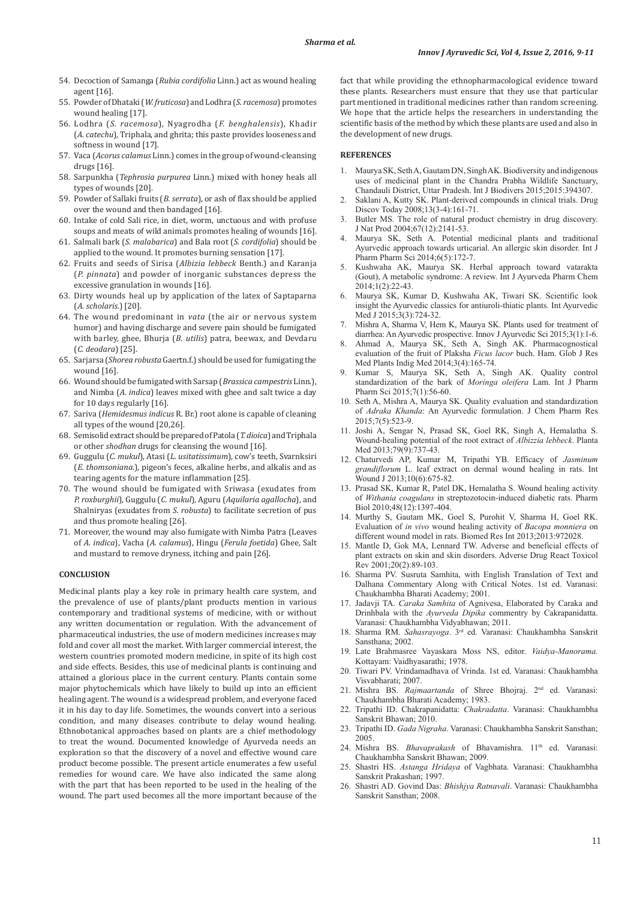54. Decoction of Samanga (*Rubia cordifolia* Linn.) act as wound healing agent [16].
55. Powder of Dhataki (*W. fruticosa*) and Lodhra (*S. racemosa*) promotes wound healing [17].
56. Lodhra (*S. racemosa*), Nyagrodha (*F. benghalensis*), Khadir (*A. catechu*), Triphala, and ghrita; this paste provides looseness and softness in wound [17].
57. Vaca (*Acorus calamus* Linn.) comes in the group of wound-cleansing drugs [16].
58. Sarpunkha (*Tephrosia purpurea* Linn.) mixed with honey heals all types of wounds [20].
59. Powder of Sallaki fruits (*B. serrata*), or ash of flax should be applied over the wound and then bandaged [16].
60. Intake of cold Sali rice, in diet, worm, unctuous and with profuse soups and meats of wild animals promotes healing of wounds [16].
61. Salmali bark (*S. malabarica*) and Bala root (*S. cordifolia*) should be applied to the wound. It promotes burning sensation [17].
62. Fruits and seeds of Sirisa (*Albizia lebbeck* Benth.) and Karanja (*P. pinnata*) and powder of inorganic substances depress the excessive granulation in wounds [16].
63. Dirty wounds heal up by application of the latex of Saptaparna (*A. scholaris*.) [20].
64. The wound predominant in *vata* (the air or nervous system humor) and having discharge and severe pain should be fumigated with barley, ghee, Bhurja (*B. utilis*) patra, beewax, and Devdaru (*C. deodara*) [25].
65. Sarjarsa (*Shorea robusta* Gaertn.f.) should be used for fumigating the wound [16].
66. Wound should be fumigated with Sarsap (*Brassica campestris* Linn.), and Nimba (*A. indica*) leaves mixed with ghee and salt twice a day for 10 days regularly [16].
67. Sariva (*Hemidesmus indicus* R. Br.) root alone is capable of cleaning all types of the wound [20,26].
68. Semisolid extract should be prepared of Patola (*T. dioica*) and Triphala or other *shodhan* drugs for cleansing the wound [16].
69. Guggulu (*C. mukul*), Atasi (*L. usitatissimum*), cow's teeth, Svarnksiri (*E. thomsoniana*.), pigeon's feces, alkaline herbs, and alkalis and as tearing agents for the mature inflammation [25].
70. The wound should be fumigated with Sriwasa (exudates from *P. roxburghii*), Guggulu (*C. mukul*), Aguru (*Aquilaria agallocha*), and Shalniryas (exudates from *S. robusta*) to facilitate secretion of pus and thus promote healing [26].
71. Moreover, the wound may also fumigate with Nimba Patra (Leaves of *A. indica*), Vacha (*A. calamus*), Hingu (*Ferula foetida*) Ghee, Salt and mustard to remove dryness, itching and pain [26].

## CONCLUSION

Medicinal plants play a key role in primary health care system, and the prevalence of use of plants/plant products mention in various contemporary and traditional systems of medicine, with or without any written documentation or regulation. With the advancement of pharmaceutical industries, the use of modern medicines increases may fold and cover all most the market. With larger commercial interest, the western countries promoted modern medicine, in spite of its high cost and side effects. Besides, this use of medicinal plants is continuing and attained a glorious place in the current century. Plants contain some major phytochemicals which have likely to build up into an efficient healing agent. The wound is a widespread problem, and everyone faced it in his day to day life. Sometimes, the wounds convert into a serious condition, and many diseases contribute to delay wound healing. Ethnobotanical approaches based on plants are a chief methodology to treat the wound. Documented knowledge of Ayurveda needs an exploration so that the discovery of a novel and effective wound care product become possible. The present article enumerates a few useful remedies for wound care. We have also indicated the same along with the part that has been reported to be used in the healing of the wound. The part used becomes all the more important because of the fact that while providing the ethnopharmacological evidence toward these plants. Researchers must ensure that they use that particular part mentioned in traditional medicines rather than random screening. We hope that the article helps the researchers in understanding the scientific basis of the method by which these plants are used and also in the development of new drugs.

## REFERENCES

1. Maurya SK, Seth A, Gautam DN, Singh AK. Biodiversity and indigenous uses of medicinal plant in the Chandra Prabha Wildlife Sanctuary, Chandauli District, Uttar Pradesh. Int J Biodivers 2015;2015:394307.
2. Saklani A, Kutty SK. Plant-derived compounds in clinical trials. Drug Discov Today 2008;13(3-4):161-71.
3. Butler MS. The role of natural product chemistry in drug discovery. J Nat Prod 2004;67(12):2141-53.
4. Maurya SK, Seth A. Potential medicinal plants and traditional Ayurvedic approach towards urticarial. An allergic skin disorder. Int J Pharm Pharm Sci 2014;6(5):172-7.
5. Kushwaha AK, Maurya SK. Herbal approach toward vatarakta (Gout), A metabolic syndrome: A review. Int J Ayurveda Pharm Chem 2014;1(2):22-43.
6. Maurya SK, Kumar D, Kushwaha AK, Tiwari SK. Scientific look insight the Ayurvedic classics for antiuroli-thiatic plants. Int Ayurvedic Med J 2015;3(3):724-32.
7. Mishra A, Sharma V, Hem K, Maurya SK. Plants used for treatment of diarrhea: An Ayurvedic prospective. Innov J Ayurvedic Sci 2015;3(1):1-6.
8. Ahmad A, Maurya SK, Seth A, Singh AK. Pharmacognostical evaluation of the fruit of Plaksha *Ficus lacor* buch. Ham. Glob J Res Med Plants Indig Med 2014;3(4):165-74.
9. Kumar S, Maurya SK, Seth A, Singh AK. Quality control standardization of the bark of *Moringa oleifera* Lam. Int J Pharm Pharm Sci 2015;7(1):56-60.
10. Seth A, Mishra A, Maurya SK. Quality evaluation and standardization of *Adraka Khanda*: An Ayurvedic formulation. J Chem Pharm Res 2015;7(5):523-9.
11. Joshi A, Sengar N, Prasad SK, Goel RK, Singh A, Hemalatha S. Wound-healing potential of the root extract of *Albizzia lebbeck*. Planta Med 2013;79(9):737-43.
12. Chaturvedi AP, Kumar M, Tripathi YB. Efficacy of *Jasminum grandiflorum* L. leaf extract on dermal wound healing in rats. Int Wound J 2013;10(6):675-82.
13. Prasad SK, Kumar R, Patel DK, Hemalatha S. Wound healing activity of *Withania coagulans* in streptozotocin-induced diabetic rats. Pharm Biol 2010;48(12):1397-404.
14. Murthy S, Gautam MK, Goel S, Purohit V, Sharma H, Goel RK. Evaluation of *in vivo* wound healing activity of *Bacopa monniera* on different wound model in rats. Biomed Res Int 2013;2013:972028.
15. Mantle D, Gok MA, Lennard TW. Adverse and beneficial effects of plant extracts on skin and skin disorders. Adverse Drug React Toxicol Rev 2001;20(2):89-103.
16. Sharma PV. Susruta Samhita, with English Translation of Text and Dalhana Commentary Along with Critical Notes. 1st ed. Varanasi: Chaukhambha Bharati Academy; 2001.
17. Jadavji TA. *Caraka Samhita* of Agnivesa, Elaborated by Caraka and Drinhbala with the *Ayurveda Dipika* commentry by Cakrapanidatta. Varanasi: Chaukhambha Vidyabhawan; 2011.
18. Sharma RM. *Sahasrayoga*. 3rd ed. Varanasi: Chaukhambha Sanskrit Sansthana; 2002.
19. Late Brahmasree Vayaskara Moss NS, editor. *Vaidya-Manorama.* Kottayam: Vaidhyasarathi; 1978.
20. Tiwari PV. Vrindamadhava of Vrinda. 1st ed. Varanasi: Chaukhambha Visvabharati; 2007.
21. Mishra BS. *Rajmaartanda* of Shree Bhojraj. 2nd ed. Varanasi: Chaukhambha Bharati Academy; 1983.
22. Tripathi ID. Chakrapanidatta: *Chakradatta*. Varanasi: Chaukhambha Sanskrit Bhawan; 2010.
23. Tripathi ID. *Gada Nigraha*. Varanasi: Chaukhambha Sanskrit Sansthan; 2005.
24. Mishra BS. *Bhavaprakash* of Bhavamishra. 11th ed. Varanasi: Chaukhambha Sanskrit Bhawan; 2009.
25. Shastri HS. *Astanga Hridaya* of Vagbhata. Varanasi: Chaukhambha Sanskrit Prakashan; 1997.
26. Shastri AD. Govind Das: *Bhishjya Ratnavali*. Varanasi: Chaukhambha Sanskrit Sansthan; 2008.